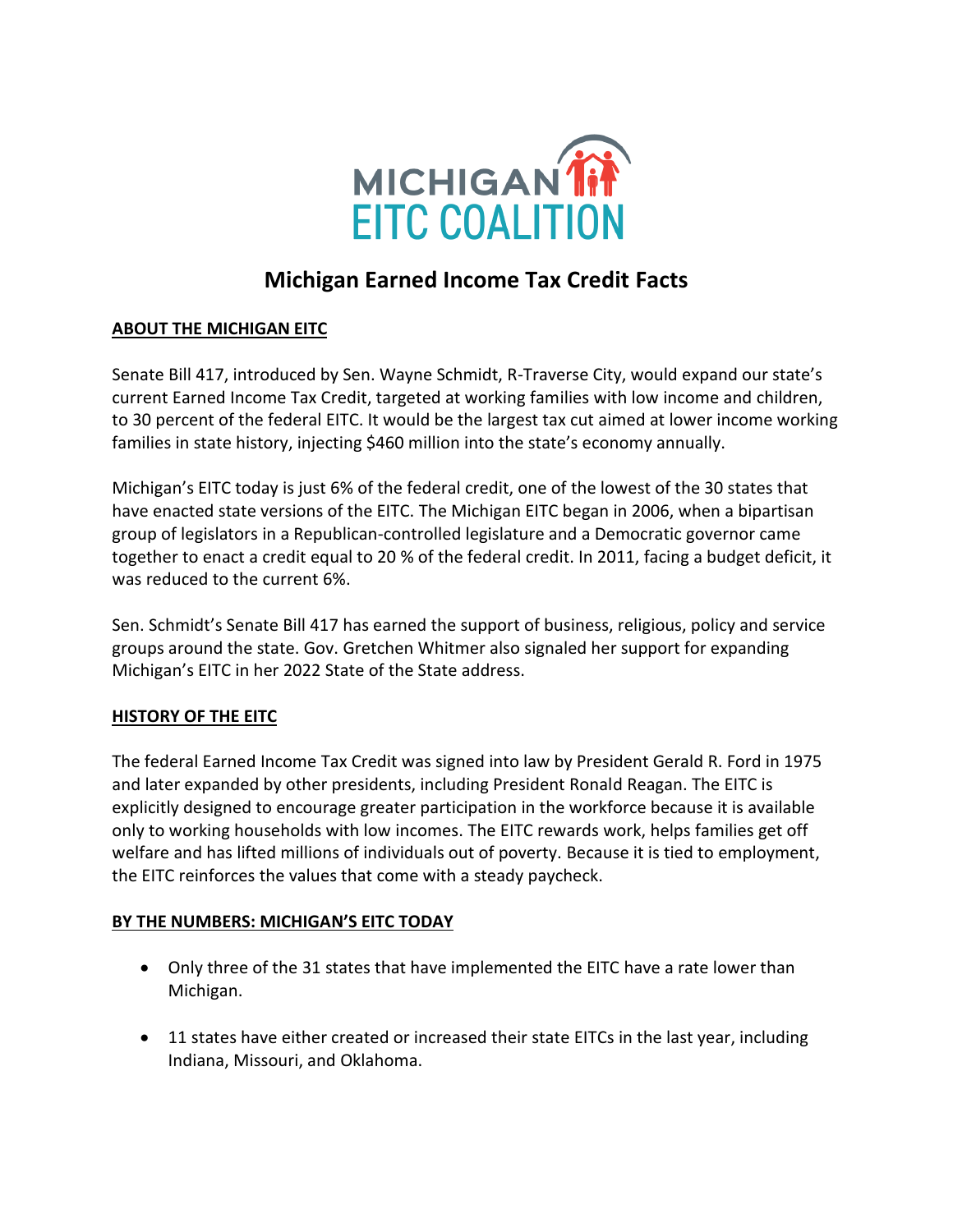MICHIGAN
EITC COALITION

# Michigan Earned Income Tax Credit Facts

## ABOUT THE MICHIGAN EITC

Senate Bill 417, introduced by Sen. Wayne Schmidt, R-Traverse City, would expand our state's current Earned Income Tax Credit, targeted at working families with low income and children, to 30 percent of the federal EITC. It would be the largest tax cut aimed at lower income working families in state history, injecting $460 million into the state's economy annually.

Michigan's EITC today is just 6% of the federal credit, one of the lowest of the 30 states that have enacted state versions of the EITC. The Michigan EITC began in 2006, when a bipartisan group of legislators in a Republican-controlled legislature and a Democratic governor came together to enact a credit equal to 20 % of the federal credit. In 2011, facing a budget deficit, it was reduced to the current 6%.

Sen. Schmidt's Senate Bill 417 has earned the support of business, religious, policy and service groups around the state. Gov. Gretchen Whitmer also signaled her support for expanding Michigan's EITC in her 2022 State of the State address.

## HISTORY OF THE EITC

The federal Earned Income Tax Credit was signed into law by President Gerald R. Ford in 1975 and later expanded by other presidents, including President Ronald Reagan. The EITC is explicitly designed to encourage greater participation in the workforce because it is available only to working households with low incomes. The EITC rewards work, helps families get off welfare and has lifted millions of individuals out of poverty. Because it is tied to employment, the EITC reinforces the values that come with a steady paycheck.

## BY THE NUMBERS: MICHIGAN'S EITC TODAY

- Only three of the 31 states that have implemented the EITC have a rate lower than Michigan.
- 11 states have either created or increased their state EITCs in the last year, including Indiana, Missouri, and Oklahoma.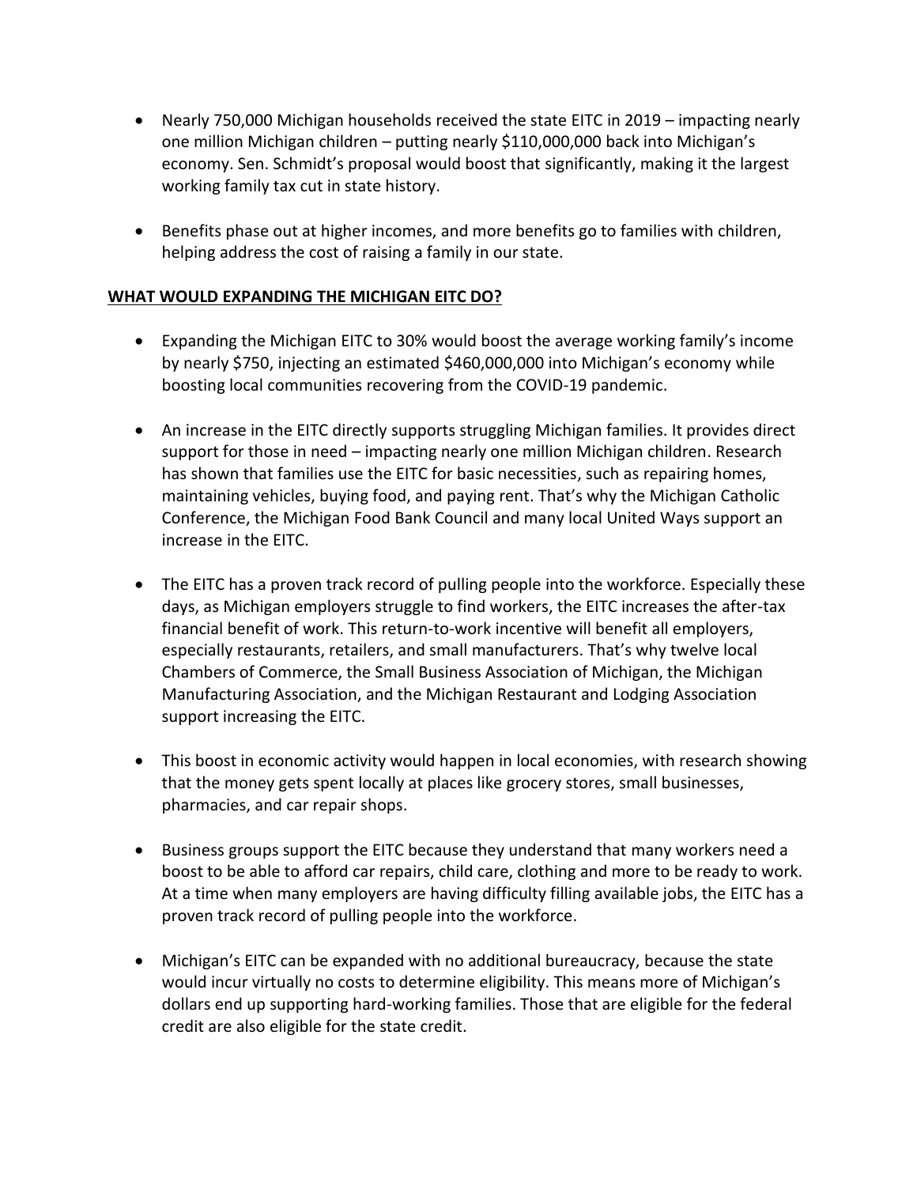- Nearly 750,000 Michigan households received the state EITC in 2019 – impacting nearly one million Michigan children – putting nearly $110,000,000 back into Michigan's economy. Sen. Schmidt's proposal would boost that significantly, making it the largest working family tax cut in state history.

- Benefits phase out at higher incomes, and more benefits go to families with children, helping address the cost of raising a family in our state.

**WHAT WOULD EXPANDING THE MICHIGAN EITC DO?**

- Expanding the Michigan EITC to 30% would boost the average working family's income by nearly $750, injecting an estimated $460,000,000 into Michigan's economy while boosting local communities recovering from the COVID-19 pandemic.

- An increase in the EITC directly supports struggling Michigan families. It provides direct support for those in need – impacting nearly one million Michigan children. Research has shown that families use the EITC for basic necessities, such as repairing homes, maintaining vehicles, buying food, and paying rent. That's why the Michigan Catholic Conference, the Michigan Food Bank Council and many local United Ways support an increase in the EITC.

- The EITC has a proven track record of pulling people into the workforce. Especially these days, as Michigan employers struggle to find workers, the EITC increases the after-tax financial benefit of work. This return-to-work incentive will benefit all employers, especially restaurants, retailers, and small manufacturers. That's why twelve local Chambers of Commerce, the Small Business Association of Michigan, the Michigan Manufacturing Association, and the Michigan Restaurant and Lodging Association support increasing the EITC.

- This boost in economic activity would happen in local economies, with research showing that the money gets spent locally at places like grocery stores, small businesses, pharmacies, and car repair shops.

- Business groups support the EITC because they understand that many workers need a boost to be able to afford car repairs, child care, clothing and more to be ready to work. At a time when many employers are having difficulty filling available jobs, the EITC has a proven track record of pulling people into the workforce.

- Michigan's EITC can be expanded with no additional bureaucracy, because the state would incur virtually no costs to determine eligibility. This means more of Michigan's dollars end up supporting hard-working families. Those that are eligible for the federal credit are also eligible for the state credit.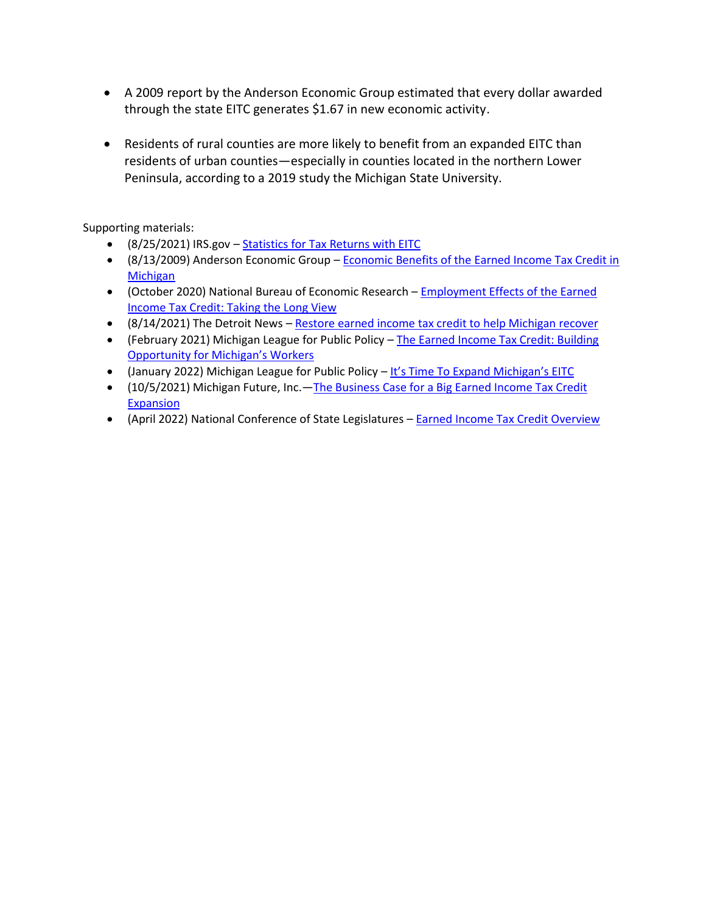- A 2009 report by the Anderson Economic Group estimated that every dollar awarded through the state EITC generates $1.67 in new economic activity.

- Residents of rural counties are more likely to benefit from an expanded EITC than residents of urban counties—especially in counties located in the northern Lower Peninsula, according to a 2019 study the Michigan State University.

Supporting materials:

- (8/25/2021) IRS.gov – Statistics for Tax Returns with EITC
- (8/13/2009) Anderson Economic Group – Economic Benefits of the Earned Income Tax Credit in Michigan
- (October 2020) National Bureau of Economic Research – Employment Effects of the Earned Income Tax Credit: Taking the Long View
- (8/14/2021) The Detroit News – Restore earned income tax credit to help Michigan recover
- (February 2021) Michigan League for Public Policy – The Earned Income Tax Credit: Building Opportunity for Michigan's Workers
- (January 2022) Michigan League for Public Policy – It's Time To Expand Michigan's EITC
- (10/5/2021) Michigan Future, Inc.—The Business Case for a Big Earned Income Tax Credit Expansion
- (April 2022) National Conference of State Legislatures – Earned Income Tax Credit Overview